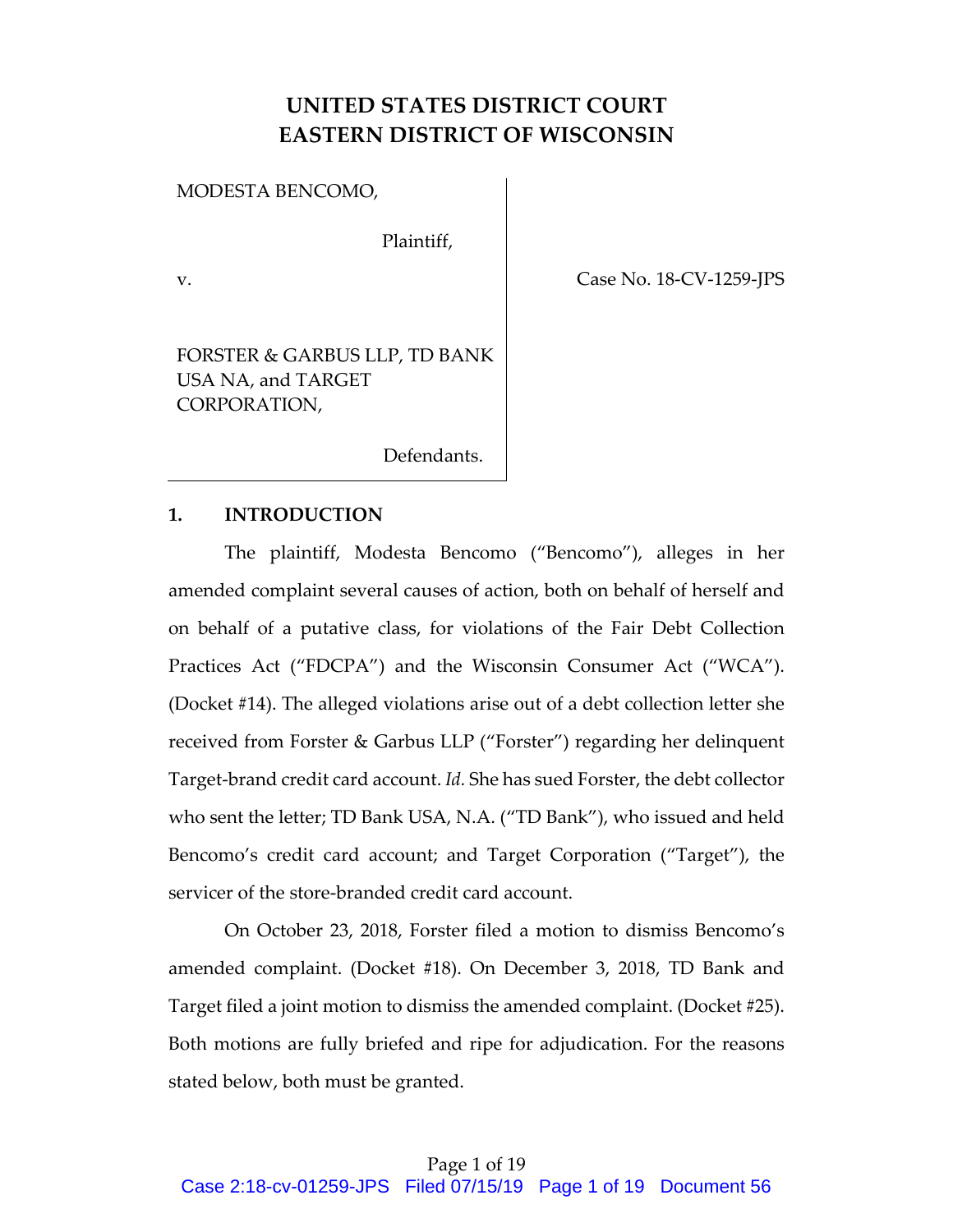# UNITED STATES DISTRICT COURT
# EASTERN DISTRICT OF WISCONSIN

| | |
|---|---|
| MODESTA BENCOMO,<br><br>Plaintiff,<br><br>v.<br><br>FORSTER & GARBUS LLP, TD BANK USA NA, and TARGET CORPORATION,<br><br>Defendants. | Case No. 18-CV-1259-JPS |

## 1. INTRODUCTION

The plaintiff, Modesta Bencomo ("Bencomo"), alleges in her amended complaint several causes of action, both on behalf of herself and on behalf of a putative class, for violations of the Fair Debt Collection Practices Act ("FDCPA") and the Wisconsin Consumer Act ("WCA"). (Docket #14). The alleged violations arise out of a debt collection letter she received from Forster & Garbus LLP ("Forster") regarding her delinquent Target-brand credit card account. *Id.* She has sued Forster, the debt collector who sent the letter; TD Bank USA, N.A. ("TD Bank"), who issued and held Bencomo's credit card account; and Target Corporation ("Target"), the servicer of the store-branded credit card account.

On October 23, 2018, Forster filed a motion to dismiss Bencomo's amended complaint. (Docket #18). On December 3, 2018, TD Bank and Target filed a joint motion to dismiss the amended complaint. (Docket #25). Both motions are fully briefed and ripe for adjudication. For the reasons stated below, both must be granted.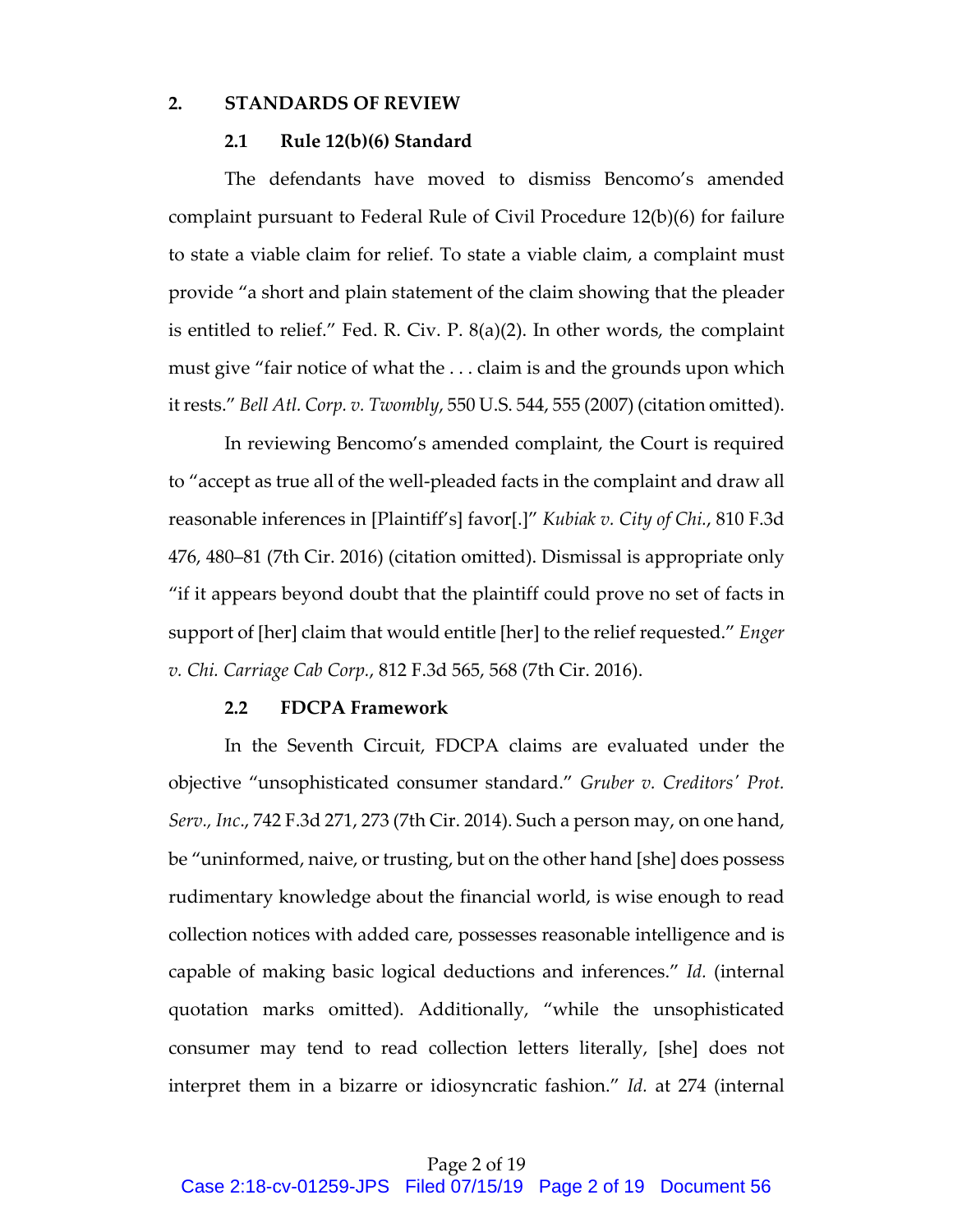## 2. STANDARDS OF REVIEW

### 2.1 Rule 12(b)(6) Standard

The defendants have moved to dismiss Bencomo's amended complaint pursuant to Federal Rule of Civil Procedure 12(b)(6) for failure to state a viable claim for relief. To state a viable claim, a complaint must provide "a short and plain statement of the claim showing that the pleader is entitled to relief." Fed. R. Civ. P. 8(a)(2). In other words, the complaint must give "fair notice of what the . . . claim is and the grounds upon which it rests." *Bell Atl. Corp. v. Twombly*, 550 U.S. 544, 555 (2007) (citation omitted).

In reviewing Bencomo's amended complaint, the Court is required to "accept as true all of the well-pleaded facts in the complaint and draw all reasonable inferences in [Plaintiff's] favor[.]" *Kubiak v. City of Chi.*, 810 F.3d 476, 480–81 (7th Cir. 2016) (citation omitted). Dismissal is appropriate only "if it appears beyond doubt that the plaintiff could prove no set of facts in support of [her] claim that would entitle [her] to the relief requested." *Enger v. Chi. Carriage Cab Corp.*, 812 F.3d 565, 568 (7th Cir. 2016).

### 2.2 FDCPA Framework

In the Seventh Circuit, FDCPA claims are evaluated under the objective "unsophisticated consumer standard." *Gruber v. Creditors' Prot. Serv., Inc.*, 742 F.3d 271, 273 (7th Cir. 2014). Such a person may, on one hand, be "uninformed, naive, or trusting, but on the other hand [she] does possess rudimentary knowledge about the financial world, is wise enough to read collection notices with added care, possesses reasonable intelligence and is capable of making basic logical deductions and inferences." *Id.* (internal quotation marks omitted). Additionally, "while the unsophisticated consumer may tend to read collection letters literally, [she] does not interpret them in a bizarre or idiosyncratic fashion." *Id.* at 274 (internal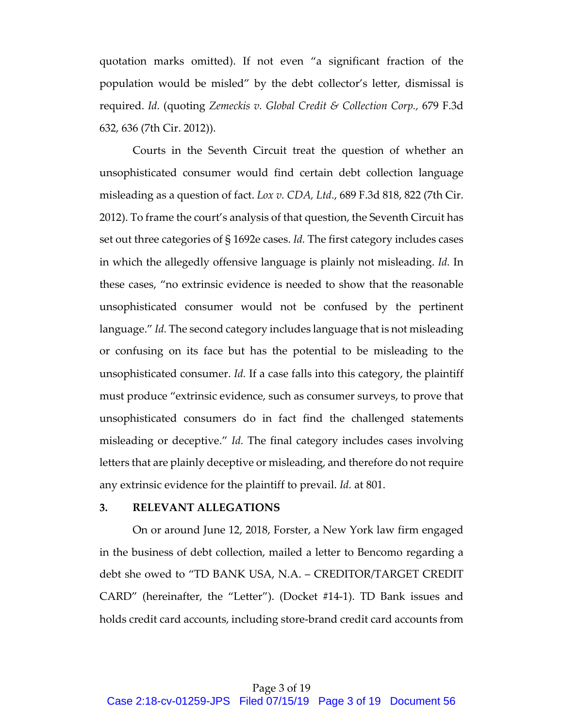quotation marks omitted). If not even "a significant fraction of the population would be misled" by the debt collector's letter, dismissal is required. *Id.* (quoting *Zemeckis v. Global Credit & Collection Corp.*, 679 F.3d 632, 636 (7th Cir. 2012)).

Courts in the Seventh Circuit treat the question of whether an unsophisticated consumer would find certain debt collection language misleading as a question of fact. *Lox v. CDA, Ltd.*, 689 F.3d 818, 822 (7th Cir. 2012). To frame the court's analysis of that question, the Seventh Circuit has set out three categories of § 1692e cases. *Id.* The first category includes cases in which the allegedly offensive language is plainly not misleading. *Id.* In these cases, "no extrinsic evidence is needed to show that the reasonable unsophisticated consumer would not be confused by the pertinent language." *Id.* The second category includes language that is not misleading or confusing on its face but has the potential to be misleading to the unsophisticated consumer. *Id.* If a case falls into this category, the plaintiff must produce "extrinsic evidence, such as consumer surveys, to prove that unsophisticated consumers do in fact find the challenged statements misleading or deceptive." *Id.* The final category includes cases involving letters that are plainly deceptive or misleading, and therefore do not require any extrinsic evidence for the plaintiff to prevail. *Id.* at 801.

### 3. RELEVANT ALLEGATIONS

On or around June 12, 2018, Forster, a New York law firm engaged in the business of debt collection, mailed a letter to Bencomo regarding a debt she owed to "TD BANK USA, N.A. – CREDITOR/TARGET CREDIT CARD" (hereinafter, the "Letter"). (Docket #14-1). TD Bank issues and holds credit card accounts, including store-brand credit card accounts from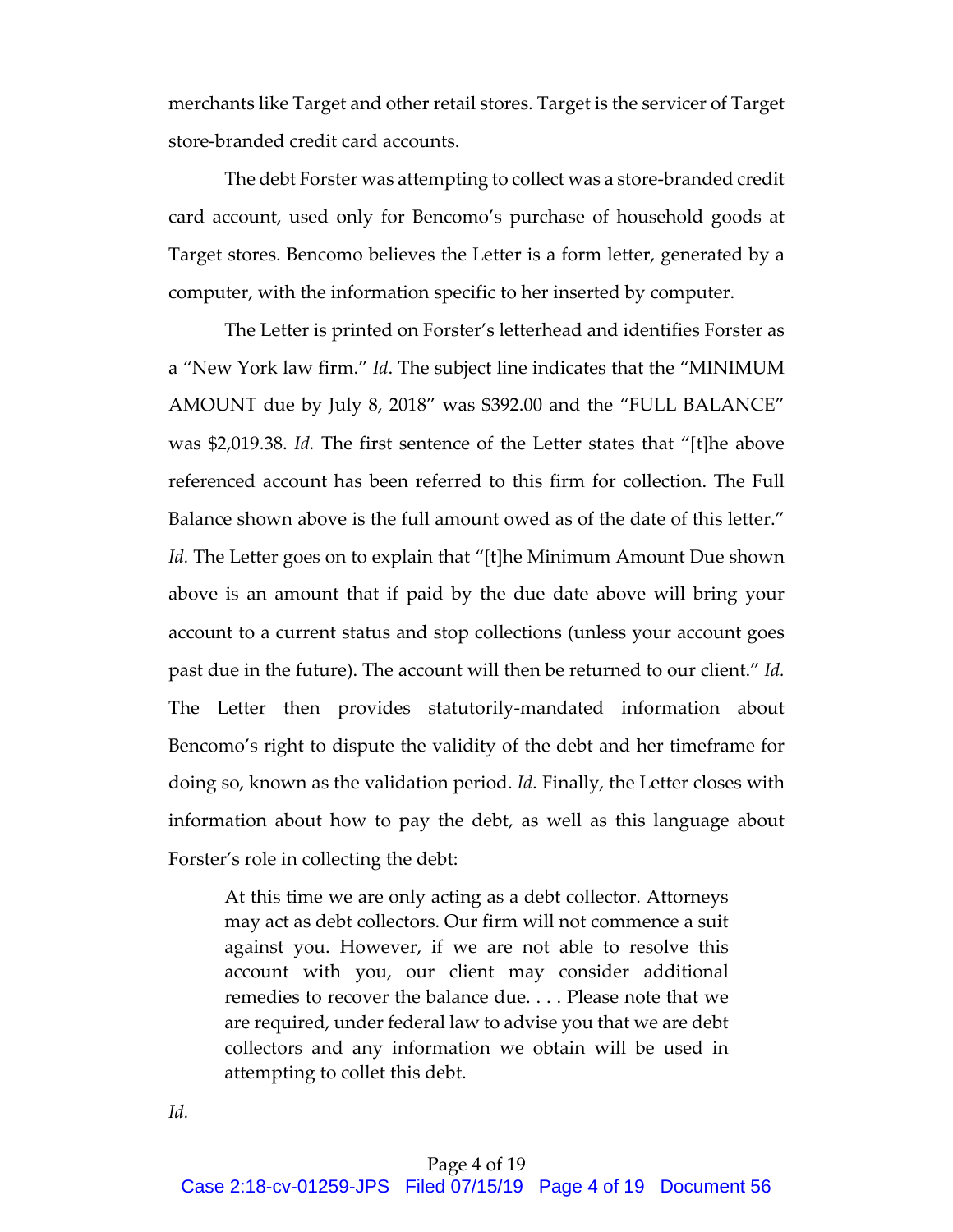merchants like Target and other retail stores. Target is the servicer of Target store-branded credit card accounts.

The debt Forster was attempting to collect was a store-branded credit card account, used only for Bencomo's purchase of household goods at Target stores. Bencomo believes the Letter is a form letter, generated by a computer, with the information specific to her inserted by computer.

The Letter is printed on Forster's letterhead and identifies Forster as a "New York law firm." *Id*. The subject line indicates that the "MINIMUM AMOUNT due by July 8, 2018" was $392.00 and the "FULL BALANCE" was $2,019.38. *Id.* The first sentence of the Letter states that "[t]he above referenced account has been referred to this firm for collection. The Full Balance shown above is the full amount owed as of the date of this letter." *Id.* The Letter goes on to explain that "[t]he Minimum Amount Due shown above is an amount that if paid by the due date above will bring your account to a current status and stop collections (unless your account goes past due in the future). The account will then be returned to our client." *Id.* The Letter then provides statutorily-mandated information about Bencomo's right to dispute the validity of the debt and her timeframe for doing so, known as the validation period. *Id.* Finally, the Letter closes with information about how to pay the debt, as well as this language about Forster's role in collecting the debt:

> At this time we are only acting as a debt collector. Attorneys may act as debt collectors. Our firm will not commence a suit against you. However, if we are not able to resolve this account with you, our client may consider additional remedies to recover the balance due. . . . Please note that we are required, under federal law to advise you that we are debt collectors and any information we obtain will be used in attempting to collet this debt.

*Id.*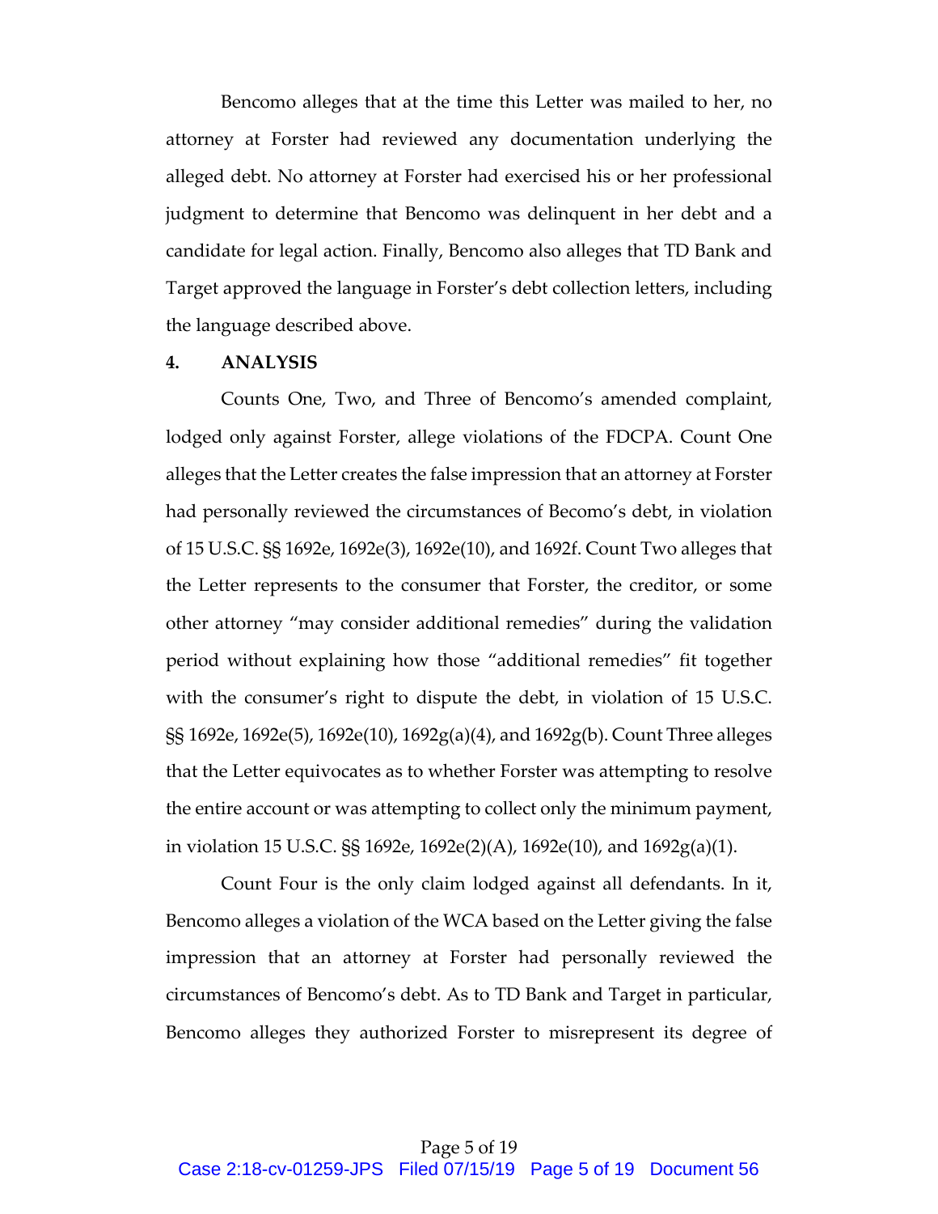Bencomo alleges that at the time this Letter was mailed to her, no attorney at Forster had reviewed any documentation underlying the alleged debt. No attorney at Forster had exercised his or her professional judgment to determine that Bencomo was delinquent in her debt and a candidate for legal action. Finally, Bencomo also alleges that TD Bank and Target approved the language in Forster's debt collection letters, including the language described above.

## 4. ANALYSIS

Counts One, Two, and Three of Bencomo's amended complaint, lodged only against Forster, allege violations of the FDCPA. Count One alleges that the Letter creates the false impression that an attorney at Forster had personally reviewed the circumstances of Becomo's debt, in violation of 15 U.S.C. §§ 1692e, 1692e(3), 1692e(10), and 1692f. Count Two alleges that the Letter represents to the consumer that Forster, the creditor, or some other attorney "may consider additional remedies" during the validation period without explaining how those "additional remedies" fit together with the consumer's right to dispute the debt, in violation of 15 U.S.C. §§ 1692e, 1692e(5), 1692e(10), 1692g(a)(4), and 1692g(b). Count Three alleges that the Letter equivocates as to whether Forster was attempting to resolve the entire account or was attempting to collect only the minimum payment, in violation 15 U.S.C. §§ 1692e, 1692e(2)(A), 1692e(10), and 1692g(a)(1).

Count Four is the only claim lodged against all defendants. In it, Bencomo alleges a violation of the WCA based on the Letter giving the false impression that an attorney at Forster had personally reviewed the circumstances of Bencomo's debt. As to TD Bank and Target in particular, Bencomo alleges they authorized Forster to misrepresent its degree of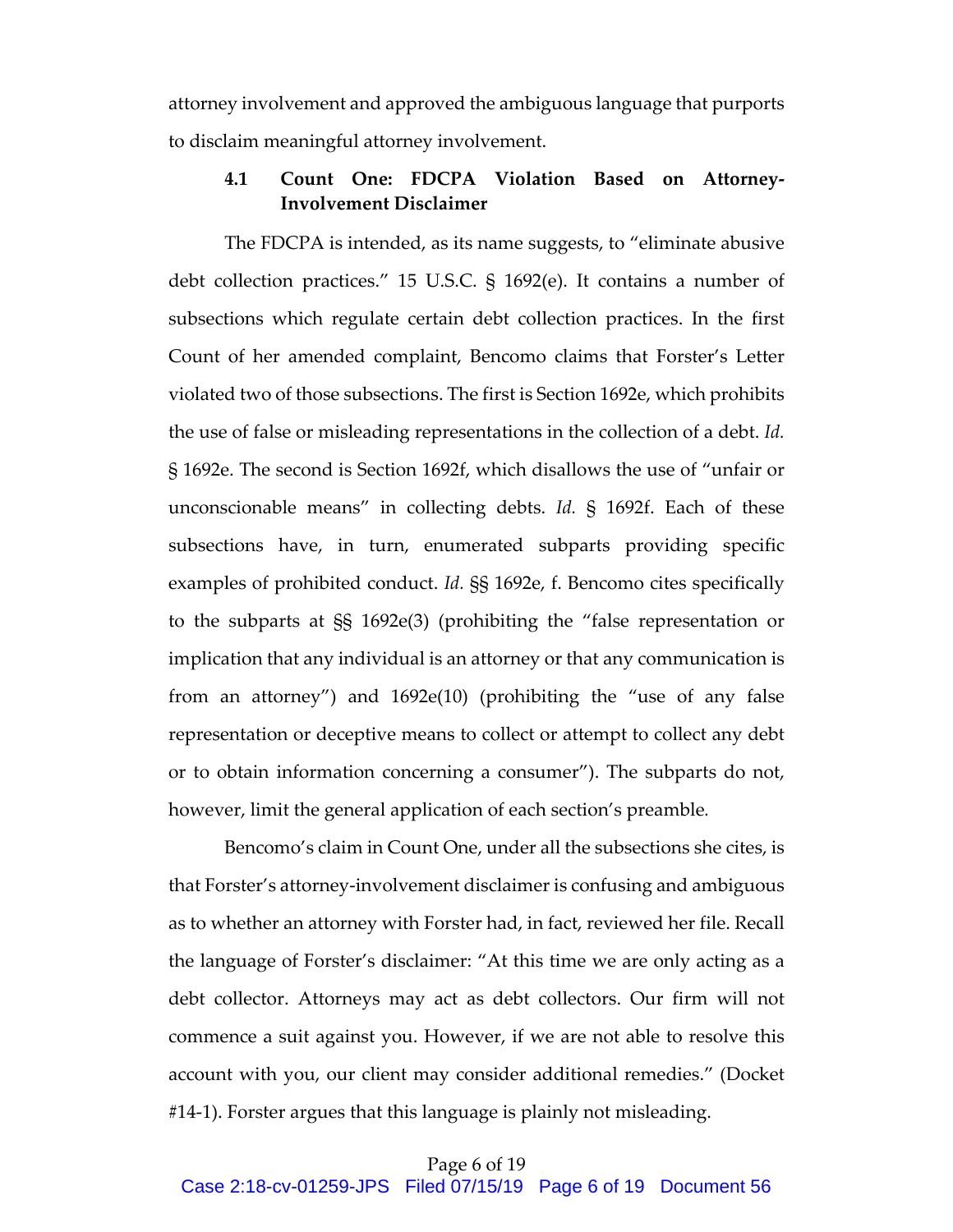attorney involvement and approved the ambiguous language that purports to disclaim meaningful attorney involvement.

### 4.1 Count One: FDCPA Violation Based on Attorney-Involvement Disclaimer

The FDCPA is intended, as its name suggests, to "eliminate abusive debt collection practices." 15 U.S.C. § 1692(e). It contains a number of subsections which regulate certain debt collection practices. In the first Count of her amended complaint, Bencomo claims that Forster's Letter violated two of those subsections. The first is Section 1692e, which prohibits the use of false or misleading representations in the collection of a debt. *Id.* § 1692e. The second is Section 1692f, which disallows the use of "unfair or unconscionable means" in collecting debts. *Id.* § 1692f. Each of these subsections have, in turn, enumerated subparts providing specific examples of prohibited conduct. *Id.* §§ 1692e, f. Bencomo cites specifically to the subparts at §§ 1692e(3) (prohibiting the "false representation or implication that any individual is an attorney or that any communication is from an attorney") and 1692e(10) (prohibiting the "use of any false representation or deceptive means to collect or attempt to collect any debt or to obtain information concerning a consumer"). The subparts do not, however, limit the general application of each section's preamble.

Bencomo's claim in Count One, under all the subsections she cites, is that Forster's attorney-involvement disclaimer is confusing and ambiguous as to whether an attorney with Forster had, in fact, reviewed her file. Recall the language of Forster's disclaimer: "At this time we are only acting as a debt collector. Attorneys may act as debt collectors. Our firm will not commence a suit against you. However, if we are not able to resolve this account with you, our client may consider additional remedies." (Docket #14-1). Forster argues that this language is plainly not misleading.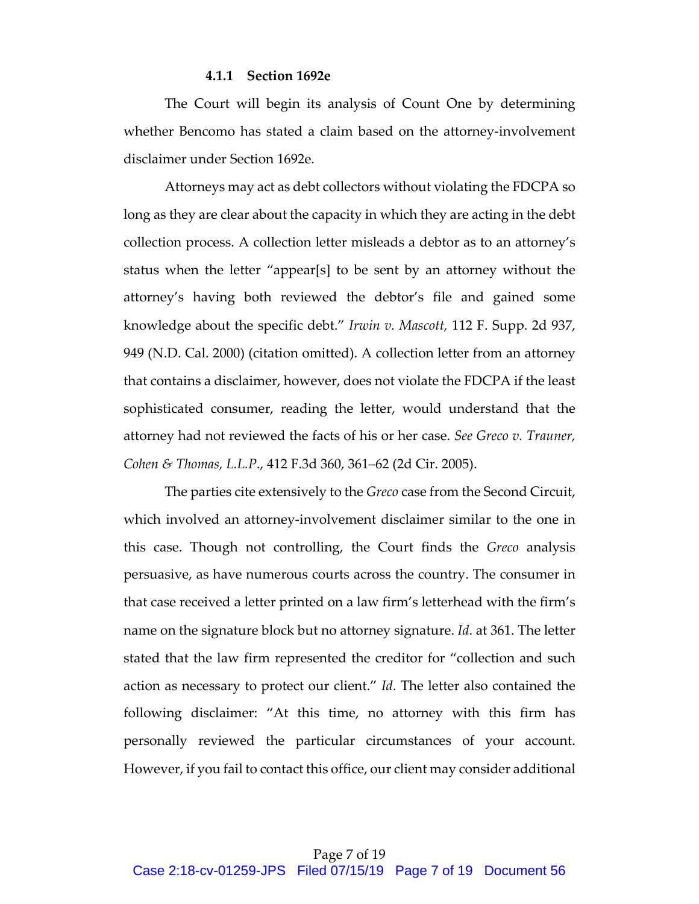#### 4.1.1 Section 1692e

The Court will begin its analysis of Count One by determining whether Bencomo has stated a claim based on the attorney-involvement disclaimer under Section 1692e.

Attorneys may act as debt collectors without violating the FDCPA so long as they are clear about the capacity in which they are acting in the debt collection process. A collection letter misleads a debtor as to an attorney's status when the letter "appear[s] to be sent by an attorney without the attorney's having both reviewed the debtor's file and gained some knowledge about the specific debt." *Irwin v. Mascott,* 112 F. Supp. 2d 937, 949 (N.D. Cal. 2000) (citation omitted). A collection letter from an attorney that contains a disclaimer, however, does not violate the FDCPA if the least sophisticated consumer, reading the letter, would understand that the attorney had not reviewed the facts of his or her case. *See Greco v. Trauner, Cohen & Thomas, L.L.P.*, 412 F.3d 360, 361–62 (2d Cir. 2005).

The parties cite extensively to the *Greco* case from the Second Circuit, which involved an attorney-involvement disclaimer similar to the one in this case. Though not controlling, the Court finds the *Greco* analysis persuasive, as have numerous courts across the country. The consumer in that case received a letter printed on a law firm's letterhead with the firm's name on the signature block but no attorney signature. *Id*. at 361. The letter stated that the law firm represented the creditor for "collection and such action as necessary to protect our client." *Id*. The letter also contained the following disclaimer: "At this time, no attorney with this firm has personally reviewed the particular circumstances of your account. However, if you fail to contact this office, our client may consider additional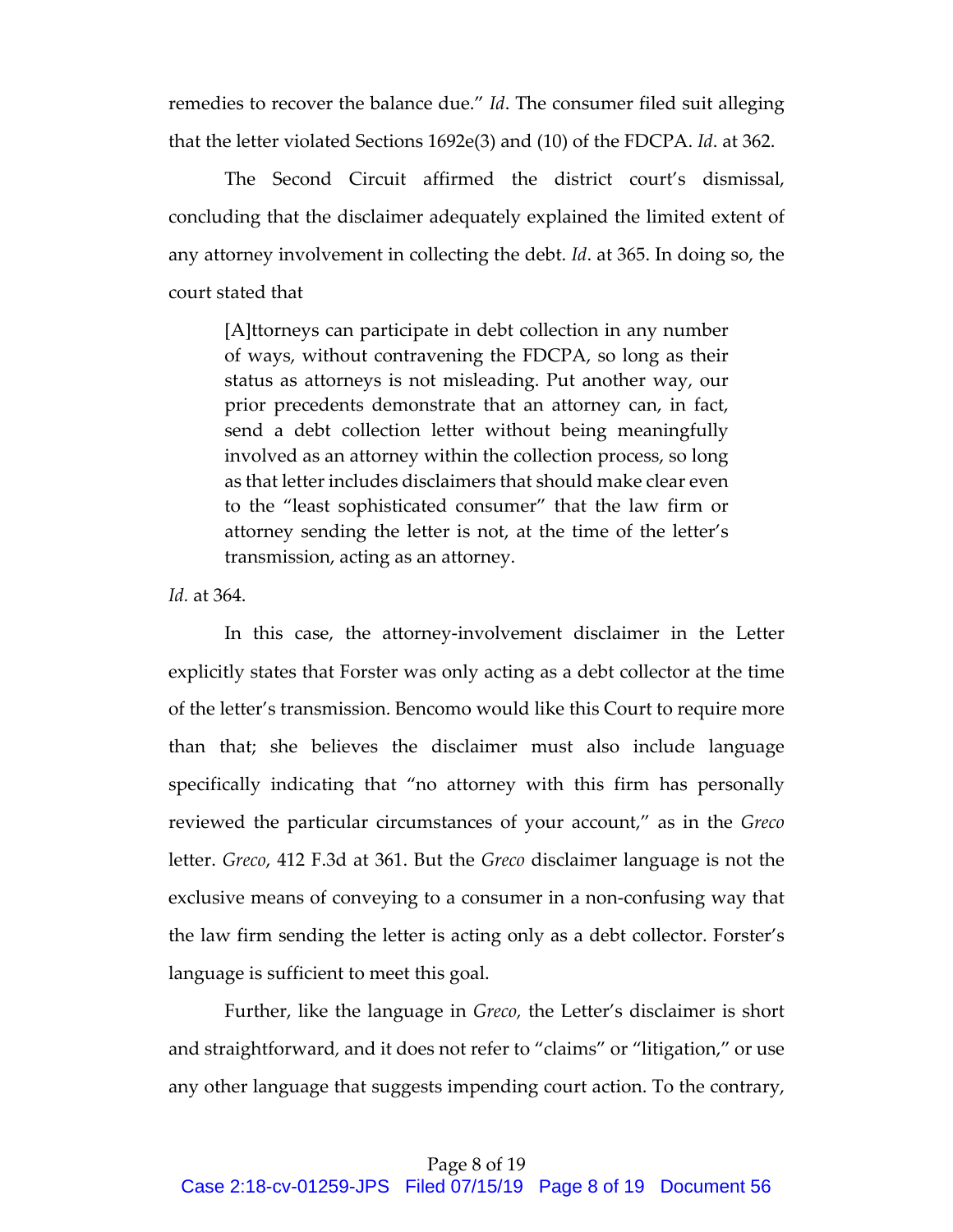remedies to recover the balance due." *Id*. The consumer filed suit alleging that the letter violated Sections 1692e(3) and (10) of the FDCPA. *Id*. at 362.

The Second Circuit affirmed the district court's dismissal, concluding that the disclaimer adequately explained the limited extent of any attorney involvement in collecting the debt. *Id*. at 365. In doing so, the court stated that

> [A]ttorneys can participate in debt collection in any number of ways, without contravening the FDCPA, so long as their status as attorneys is not misleading. Put another way, our prior precedents demonstrate that an attorney can, in fact, send a debt collection letter without being meaningfully involved as an attorney within the collection process, so long as that letter includes disclaimers that should make clear even to the "least sophisticated consumer" that the law firm or attorney sending the letter is not, at the time of the letter's transmission, acting as an attorney.

*Id.* at 364.

In this case, the attorney-involvement disclaimer in the Letter explicitly states that Forster was only acting as a debt collector at the time of the letter's transmission. Bencomo would like this Court to require more than that; she believes the disclaimer must also include language specifically indicating that "no attorney with this firm has personally reviewed the particular circumstances of your account," as in the *Greco* letter. *Greco*, 412 F.3d at 361. But the *Greco* disclaimer language is not the exclusive means of conveying to a consumer in a non-confusing way that the law firm sending the letter is acting only as a debt collector. Forster's language is sufficient to meet this goal.

Further, like the language in *Greco,* the Letter's disclaimer is short and straightforward, and it does not refer to "claims" or "litigation," or use any other language that suggests impending court action. To the contrary,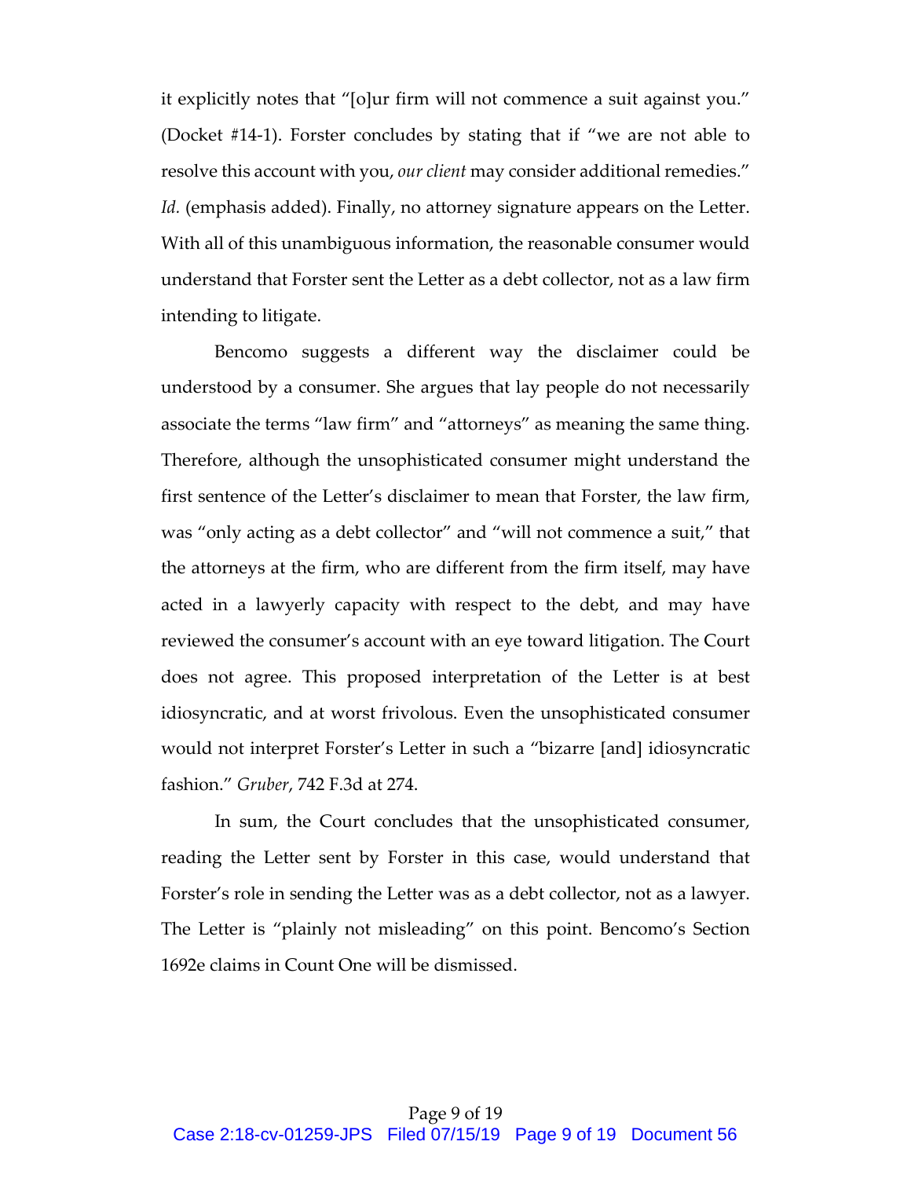it explicitly notes that "[o]ur firm will not commence a suit against you." (Docket #14-1). Forster concludes by stating that if "we are not able to resolve this account with you, *our client* may consider additional remedies." *Id.* (emphasis added). Finally, no attorney signature appears on the Letter. With all of this unambiguous information, the reasonable consumer would understand that Forster sent the Letter as a debt collector, not as a law firm intending to litigate.

Bencomo suggests a different way the disclaimer could be understood by a consumer. She argues that lay people do not necessarily associate the terms "law firm" and "attorneys" as meaning the same thing. Therefore, although the unsophisticated consumer might understand the first sentence of the Letter's disclaimer to mean that Forster, the law firm, was "only acting as a debt collector" and "will not commence a suit," that the attorneys at the firm, who are different from the firm itself, may have acted in a lawyerly capacity with respect to the debt, and may have reviewed the consumer's account with an eye toward litigation. The Court does not agree. This proposed interpretation of the Letter is at best idiosyncratic, and at worst frivolous. Even the unsophisticated consumer would not interpret Forster's Letter in such a "bizarre [and] idiosyncratic fashion." *Gruber*, 742 F.3d at 274.

In sum, the Court concludes that the unsophisticated consumer, reading the Letter sent by Forster in this case, would understand that Forster's role in sending the Letter was as a debt collector, not as a lawyer. The Letter is "plainly not misleading" on this point. Bencomo's Section 1692e claims in Count One will be dismissed.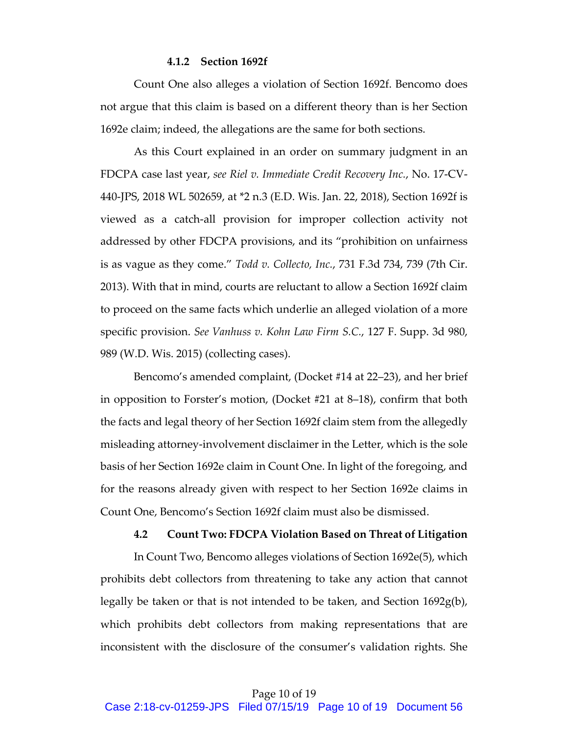#### 4.1.2 Section 1692f

Count One also alleges a violation of Section 1692f. Bencomo does not argue that this claim is based on a different theory than is her Section 1692e claim; indeed, the allegations are the same for both sections.

As this Court explained in an order on summary judgment in an FDCPA case last year, *see Riel v. Immediate Credit Recovery Inc.*, No. 17-CV-440-JPS, 2018 WL 502659, at *2 n.3 (E.D. Wis. Jan. 22, 2018), Section 1692f is viewed as a catch-all provision for improper collection activity not addressed by other FDCPA provisions, and its "prohibition on unfairness is as vague as they come." *Todd v. Collecto, Inc.*, 731 F.3d 734, 739 (7th Cir. 2013). With that in mind, courts are reluctant to allow a Section 1692f claim to proceed on the same facts which underlie an alleged violation of a more specific provision. *See Vanhuss v. Kohn Law Firm S.C.*, 127 F. Supp. 3d 980, 989 (W.D. Wis. 2015) (collecting cases).

Bencomo's amended complaint, (Docket #14 at 22–23), and her brief in opposition to Forster's motion, (Docket #21 at 8–18), confirm that both the facts and legal theory of her Section 1692f claim stem from the allegedly misleading attorney-involvement disclaimer in the Letter, which is the sole basis of her Section 1692e claim in Count One. In light of the foregoing, and for the reasons already given with respect to her Section 1692e claims in Count One, Bencomo's Section 1692f claim must also be dismissed.

### 4.2 Count Two: FDCPA Violation Based on Threat of Litigation

In Count Two, Bencomo alleges violations of Section 1692e(5), which prohibits debt collectors from threatening to take any action that cannot legally be taken or that is not intended to be taken, and Section 1692g(b), which prohibits debt collectors from making representations that are inconsistent with the disclosure of the consumer's validation rights. She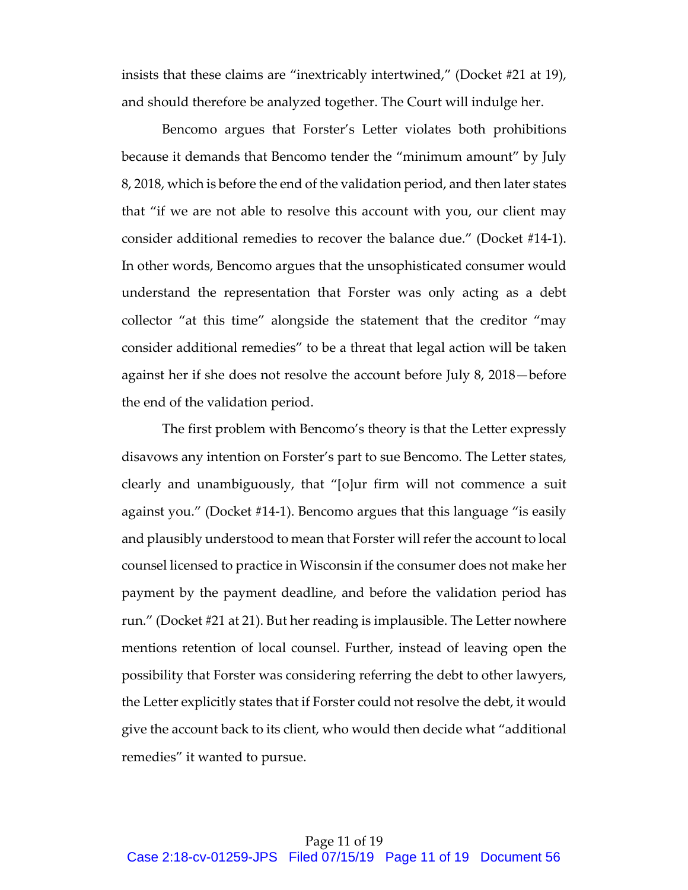insists that these claims are "inextricably intertwined," (Docket #21 at 19), and should therefore be analyzed together. The Court will indulge her.

Bencomo argues that Forster's Letter violates both prohibitions because it demands that Bencomo tender the "minimum amount" by July 8, 2018, which is before the end of the validation period, and then later states that "if we are not able to resolve this account with you, our client may consider additional remedies to recover the balance due." (Docket #14-1). In other words, Bencomo argues that the unsophisticated consumer would understand the representation that Forster was only acting as a debt collector "at this time" alongside the statement that the creditor "may consider additional remedies" to be a threat that legal action will be taken against her if she does not resolve the account before July 8, 2018—before the end of the validation period.

The first problem with Bencomo's theory is that the Letter expressly disavows any intention on Forster's part to sue Bencomo. The Letter states, clearly and unambiguously, that "[o]ur firm will not commence a suit against you." (Docket #14-1). Bencomo argues that this language "is easily and plausibly understood to mean that Forster will refer the account to local counsel licensed to practice in Wisconsin if the consumer does not make her payment by the payment deadline, and before the validation period has run." (Docket #21 at 21). But her reading is implausible. The Letter nowhere mentions retention of local counsel. Further, instead of leaving open the possibility that Forster was considering referring the debt to other lawyers, the Letter explicitly states that if Forster could not resolve the debt, it would give the account back to its client, who would then decide what "additional remedies" it wanted to pursue.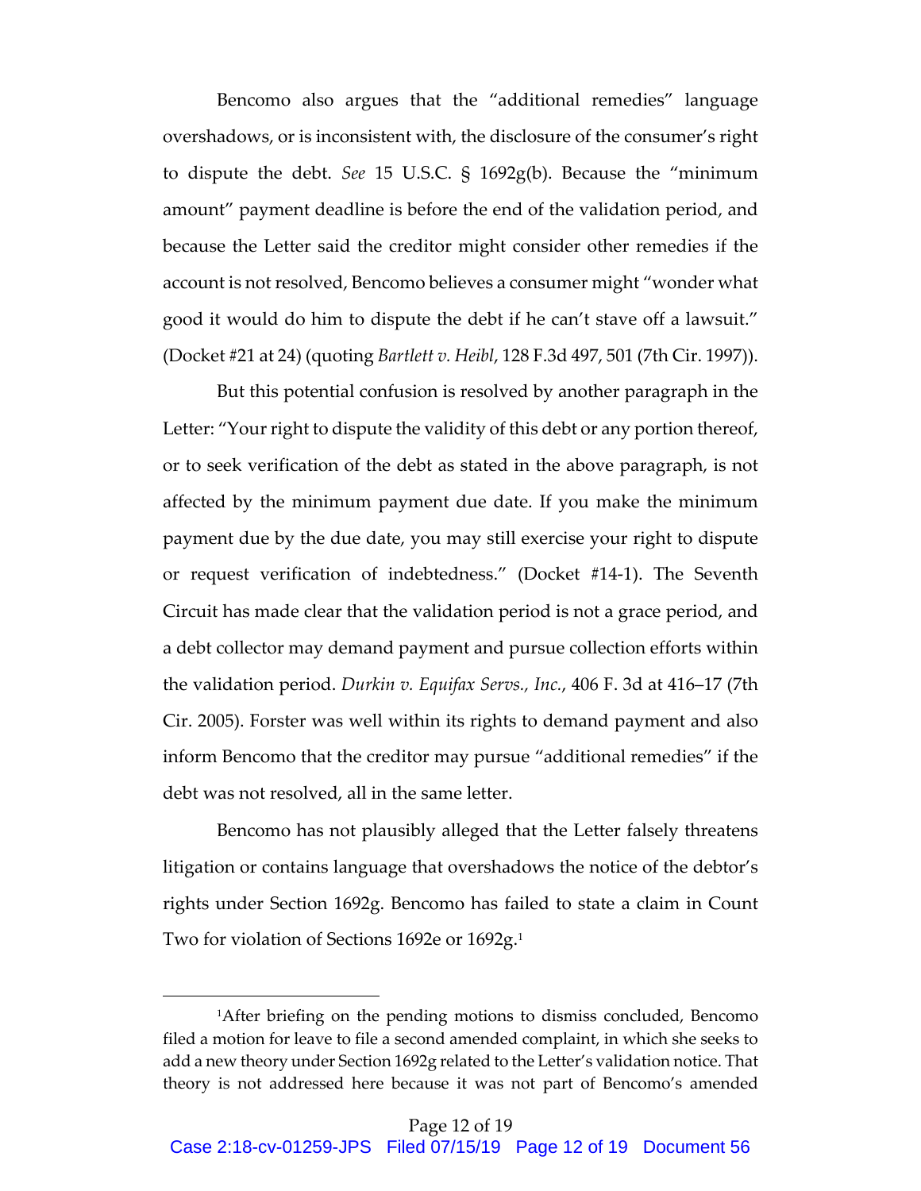Bencomo also argues that the "additional remedies" language overshadows, or is inconsistent with, the disclosure of the consumer's right to dispute the debt. *See* 15 U.S.C. § 1692g(b). Because the "minimum amount" payment deadline is before the end of the validation period, and because the Letter said the creditor might consider other remedies if the account is not resolved, Bencomo believes a consumer might "wonder what good it would do him to dispute the debt if he can't stave off a lawsuit." (Docket #21 at 24) (quoting *Bartlett v. Heibl*, 128 F.3d 497, 501 (7th Cir. 1997)).

But this potential confusion is resolved by another paragraph in the Letter: "Your right to dispute the validity of this debt or any portion thereof, or to seek verification of the debt as stated in the above paragraph, is not affected by the minimum payment due date. If you make the minimum payment due by the due date, you may still exercise your right to dispute or request verification of indebtedness." (Docket #14-1). The Seventh Circuit has made clear that the validation period is not a grace period, and a debt collector may demand payment and pursue collection efforts within the validation period. *Durkin v. Equifax Servs., Inc.*, 406 F. 3d at 416–17 (7th Cir. 2005). Forster was well within its rights to demand payment and also inform Bencomo that the creditor may pursue "additional remedies" if the debt was not resolved, all in the same letter.

Bencomo has not plausibly alleged that the Letter falsely threatens litigation or contains language that overshadows the notice of the debtor's rights under Section 1692g. Bencomo has failed to state a claim in Count Two for violation of Sections 1692e or 1692g.[1]

---

[1]After briefing on the pending motions to dismiss concluded, Bencomo filed a motion for leave to file a second amended complaint, in which she seeks to add a new theory under Section 1692g related to the Letter's validation notice. That theory is not addressed here because it was not part of Bencomo's amended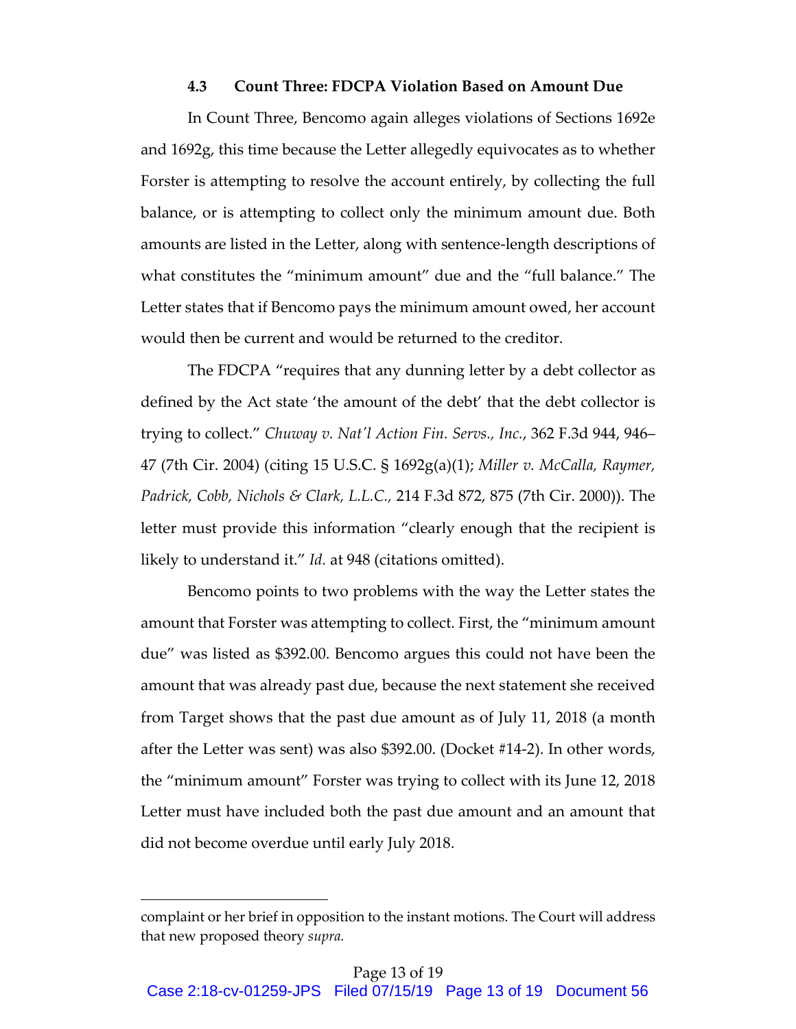### 4.3 Count Three: FDCPA Violation Based on Amount Due

In Count Three, Bencomo again alleges violations of Sections 1692e and 1692g, this time because the Letter allegedly equivocates as to whether Forster is attempting to resolve the account entirely, by collecting the full balance, or is attempting to collect only the minimum amount due. Both amounts are listed in the Letter, along with sentence-length descriptions of what constitutes the "minimum amount" due and the "full balance." The Letter states that if Bencomo pays the minimum amount owed, her account would then be current and would be returned to the creditor.

The FDCPA "requires that any dunning letter by a debt collector as defined by the Act state 'the amount of the debt' that the debt collector is trying to collect." *Chuway v. Nat'l Action Fin. Servs., Inc.*, 362 F.3d 944, 946–47 (7th Cir. 2004) (citing 15 U.S.C. § 1692g(a)(1); *Miller v. McCalla, Raymer, Padrick, Cobb, Nichols & Clark, L.L.C.*, 214 F.3d 872, 875 (7th Cir. 2000)). The letter must provide this information "clearly enough that the recipient is likely to understand it." *Id.* at 948 (citations omitted).

Bencomo points to two problems with the way the Letter states the amount that Forster was attempting to collect. First, the "minimum amount due" was listed as $392.00. Bencomo argues this could not have been the amount that was already past due, because the next statement she received from Target shows that the past due amount as of July 11, 2018 (a month after the Letter was sent) was also $392.00. (Docket #14-2). In other words, the "minimum amount" Forster was trying to collect with its June 12, 2018 Letter must have included both the past due amount and an amount that did not become overdue until early July 2018.

---

complaint or her brief in opposition to the instant motions. The Court will address that new proposed theory *supra.*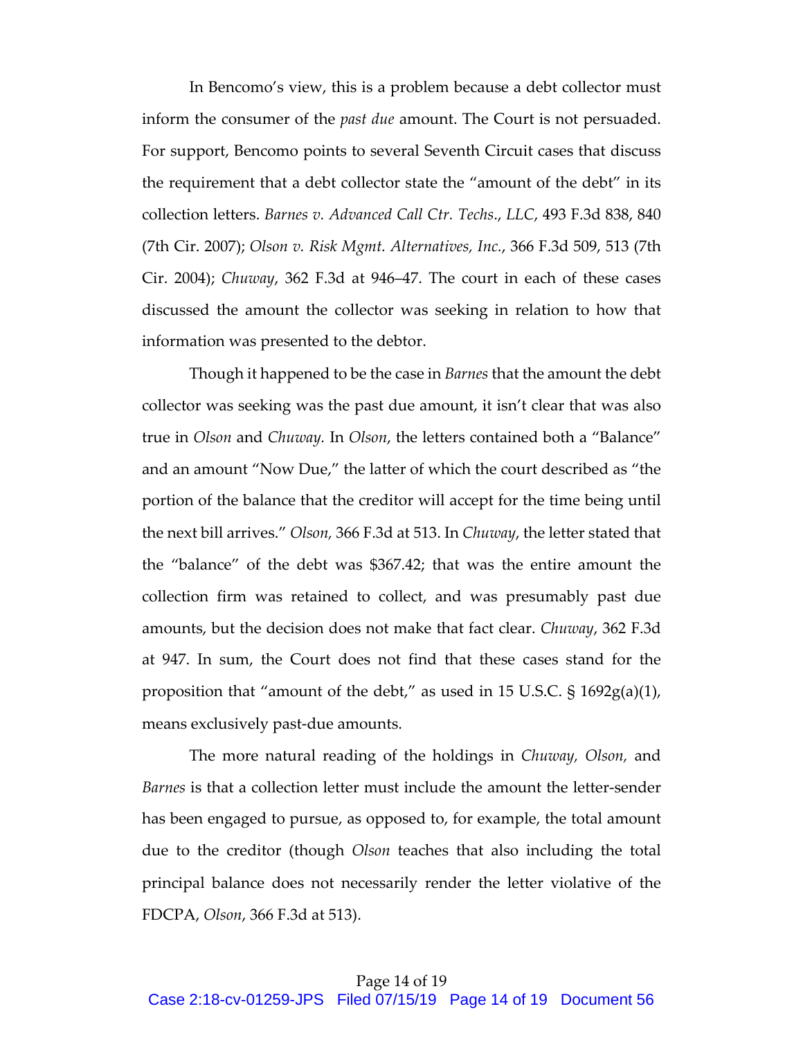In Bencomo's view, this is a problem because a debt collector must inform the consumer of the *past due* amount. The Court is not persuaded. For support, Bencomo points to several Seventh Circuit cases that discuss the requirement that a debt collector state the "amount of the debt" in its collection letters. *Barnes v. Advanced Call Ctr. Techs., LLC*, 493 F.3d 838, 840 (7th Cir. 2007); *Olson v. Risk Mgmt. Alternatives, Inc.*, 366 F.3d 509, 513 (7th Cir. 2004); *Chuway*, 362 F.3d at 946–47. The court in each of these cases discussed the amount the collector was seeking in relation to how that information was presented to the debtor.

Though it happened to be the case in *Barnes* that the amount the debt collector was seeking was the past due amount, it isn't clear that was also true in *Olson* and *Chuway.* In *Olson*, the letters contained both a "Balance" and an amount "Now Due," the latter of which the court described as "the portion of the balance that the creditor will accept for the time being until the next bill arrives." *Olson,* 366 F.3d at 513. In *Chuway*, the letter stated that the "balance" of the debt was $367.42; that was the entire amount the collection firm was retained to collect, and was presumably past due amounts, but the decision does not make that fact clear. *Chuway*, 362 F.3d at 947. In sum, the Court does not find that these cases stand for the proposition that "amount of the debt," as used in 15 U.S.C. § 1692g(a)(1), means exclusively past-due amounts.

The more natural reading of the holdings in *Chuway, Olson,* and *Barnes* is that a collection letter must include the amount the letter-sender has been engaged to pursue, as opposed to, for example, the total amount due to the creditor (though *Olson* teaches that also including the total principal balance does not necessarily render the letter violative of the FDCPA, *Olson*, 366 F.3d at 513).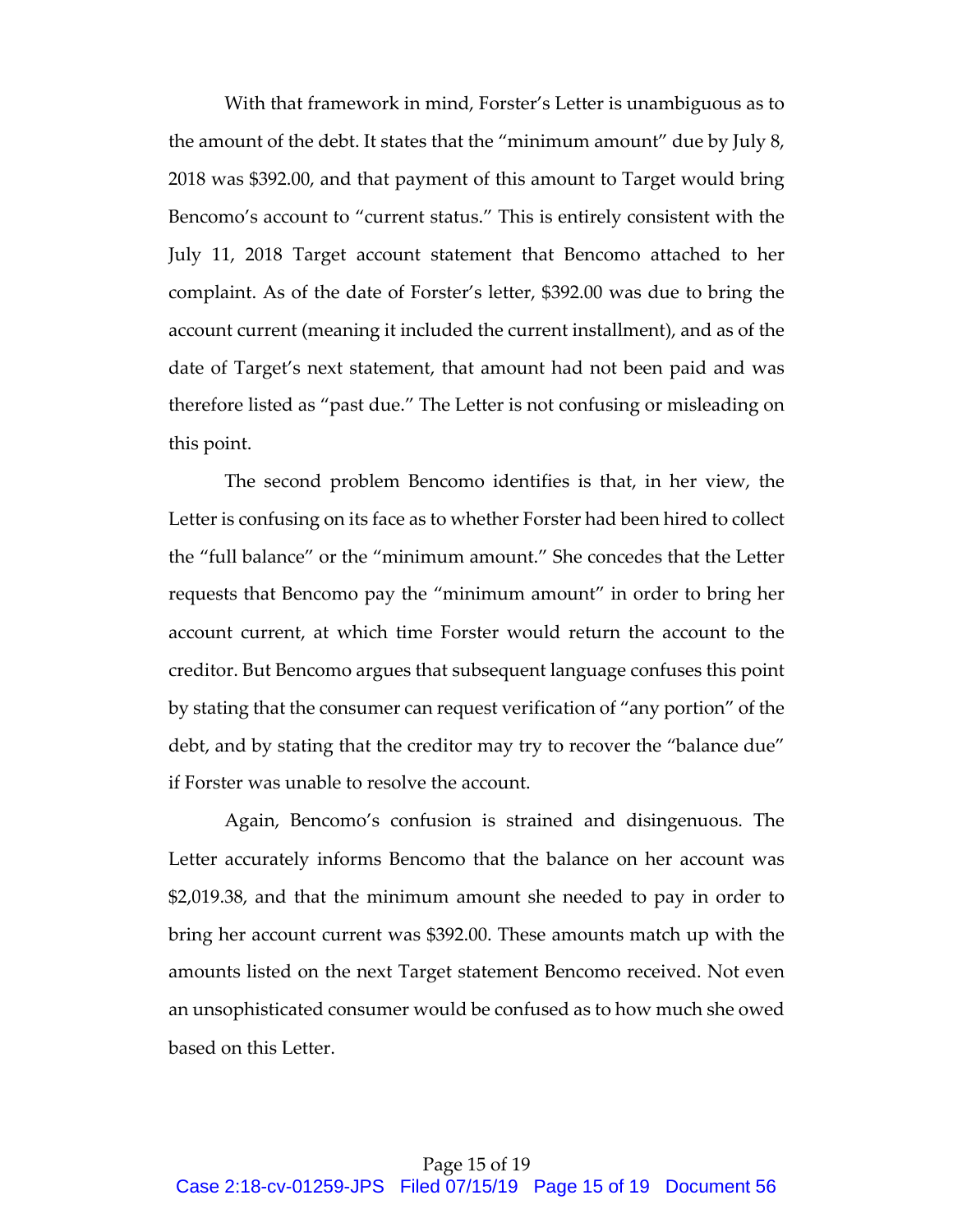With that framework in mind, Forster's Letter is unambiguous as to the amount of the debt. It states that the "minimum amount" due by July 8, 2018 was $392.00, and that payment of this amount to Target would bring Bencomo's account to "current status." This is entirely consistent with the July 11, 2018 Target account statement that Bencomo attached to her complaint. As of the date of Forster's letter, $392.00 was due to bring the account current (meaning it included the current installment), and as of the date of Target's next statement, that amount had not been paid and was therefore listed as "past due." The Letter is not confusing or misleading on this point.

The second problem Bencomo identifies is that, in her view, the Letter is confusing on its face as to whether Forster had been hired to collect the "full balance" or the "minimum amount." She concedes that the Letter requests that Bencomo pay the "minimum amount" in order to bring her account current, at which time Forster would return the account to the creditor. But Bencomo argues that subsequent language confuses this point by stating that the consumer can request verification of "any portion" of the debt, and by stating that the creditor may try to recover the "balance due" if Forster was unable to resolve the account.

Again, Bencomo's confusion is strained and disingenuous. The Letter accurately informs Bencomo that the balance on her account was $2,019.38, and that the minimum amount she needed to pay in order to bring her account current was $392.00. These amounts match up with the amounts listed on the next Target statement Bencomo received. Not even an unsophisticated consumer would be confused as to how much she owed based on this Letter.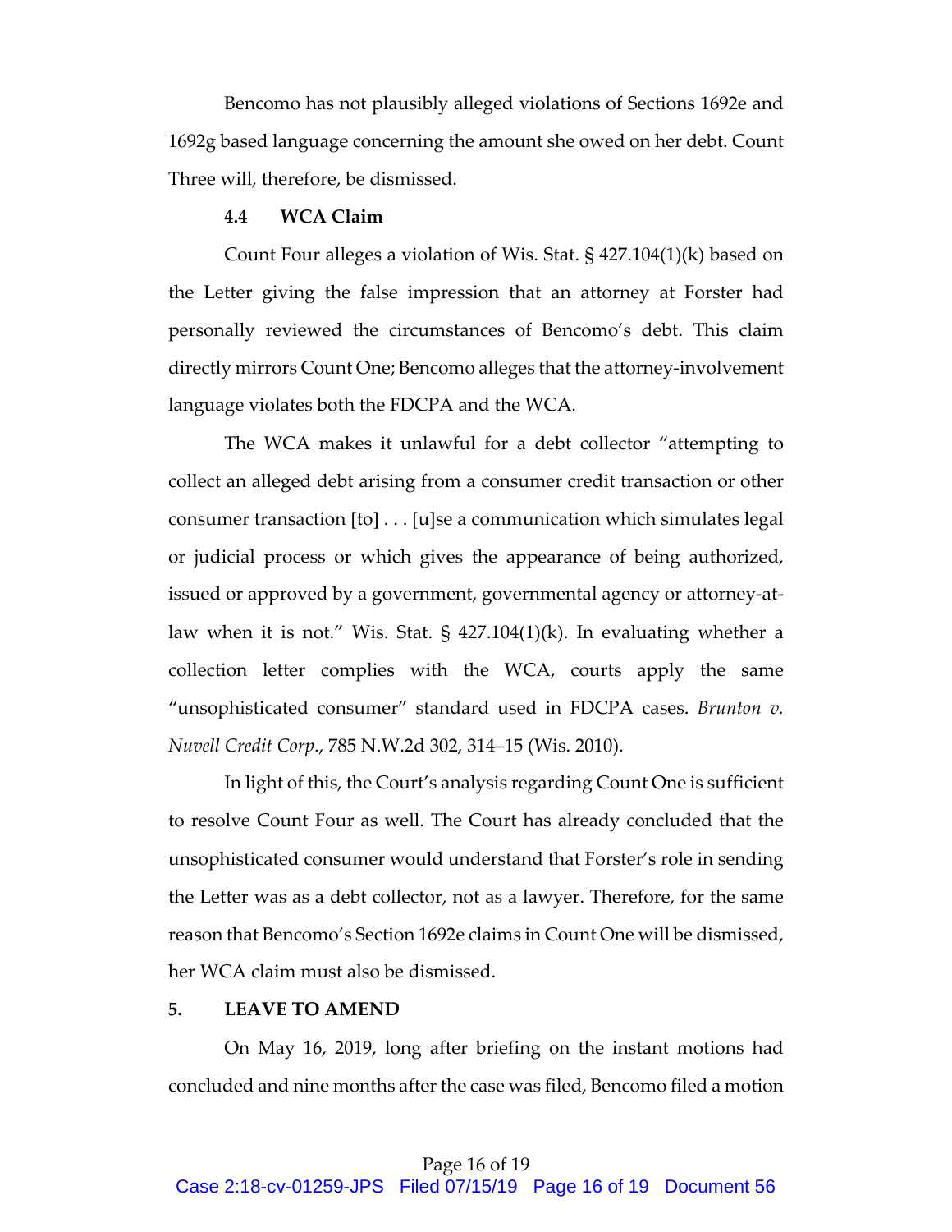Bencomo has not plausibly alleged violations of Sections 1692e and 1692g based language concerning the amount she owed on her debt. Count Three will, therefore, be dismissed.

### 4.4 WCA Claim

Count Four alleges a violation of Wis. Stat. § 427.104(1)(k) based on the Letter giving the false impression that an attorney at Forster had personally reviewed the circumstances of Bencomo's debt. This claim directly mirrors Count One; Bencomo alleges that the attorney-involvement language violates both the FDCPA and the WCA.

The WCA makes it unlawful for a debt collector "attempting to collect an alleged debt arising from a consumer credit transaction or other consumer transaction [to] . . . [u]se a communication which simulates legal or judicial process or which gives the appearance of being authorized, issued or approved by a government, governmental agency or attorney-at-law when it is not." Wis. Stat. § 427.104(1)(k). In evaluating whether a collection letter complies with the WCA, courts apply the same "unsophisticated consumer" standard used in FDCPA cases. *Brunton v. Nuvell Credit Corp.*, 785 N.W.2d 302, 314–15 (Wis. 2010).

In light of this, the Court's analysis regarding Count One is sufficient to resolve Count Four as well. The Court has already concluded that the unsophisticated consumer would understand that Forster's role in sending the Letter was as a debt collector, not as a lawyer. Therefore, for the same reason that Bencomo's Section 1692e claims in Count One will be dismissed, her WCA claim must also be dismissed.

## 5. LEAVE TO AMEND

On May 16, 2019, long after briefing on the instant motions had concluded and nine months after the case was filed, Bencomo filed a motion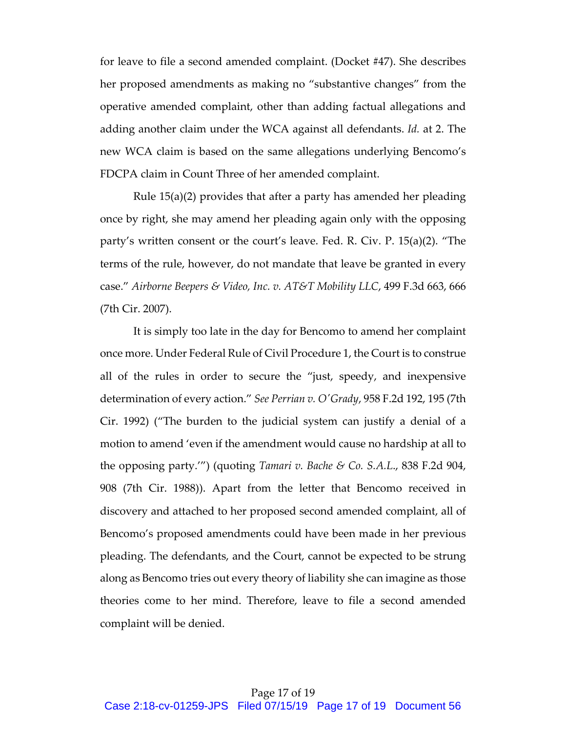for leave to file a second amended complaint. (Docket #47). She describes her proposed amendments as making no "substantive changes" from the operative amended complaint, other than adding factual allegations and adding another claim under the WCA against all defendants. *Id.* at 2. The new WCA claim is based on the same allegations underlying Bencomo's FDCPA claim in Count Three of her amended complaint.

Rule 15(a)(2) provides that after a party has amended her pleading once by right, she may amend her pleading again only with the opposing party's written consent or the court's leave. Fed. R. Civ. P. 15(a)(2). "The terms of the rule, however, do not mandate that leave be granted in every case." *Airborne Beepers & Video, Inc. v. AT&T Mobility LLC*, 499 F.3d 663, 666 (7th Cir. 2007).

It is simply too late in the day for Bencomo to amend her complaint once more. Under Federal Rule of Civil Procedure 1, the Court is to construe all of the rules in order to secure the "just, speedy, and inexpensive determination of every action." *See Perrian v. O'Grady*, 958 F.2d 192, 195 (7th Cir. 1992) ("The burden to the judicial system can justify a denial of a motion to amend 'even if the amendment would cause no hardship at all to the opposing party.'") (quoting *Tamari v. Bache & Co. S.A.L.*, 838 F.2d 904, 908 (7th Cir. 1988)). Apart from the letter that Bencomo received in discovery and attached to her proposed second amended complaint, all of Bencomo's proposed amendments could have been made in her previous pleading. The defendants, and the Court, cannot be expected to be strung along as Bencomo tries out every theory of liability she can imagine as those theories come to her mind. Therefore, leave to file a second amended complaint will be denied.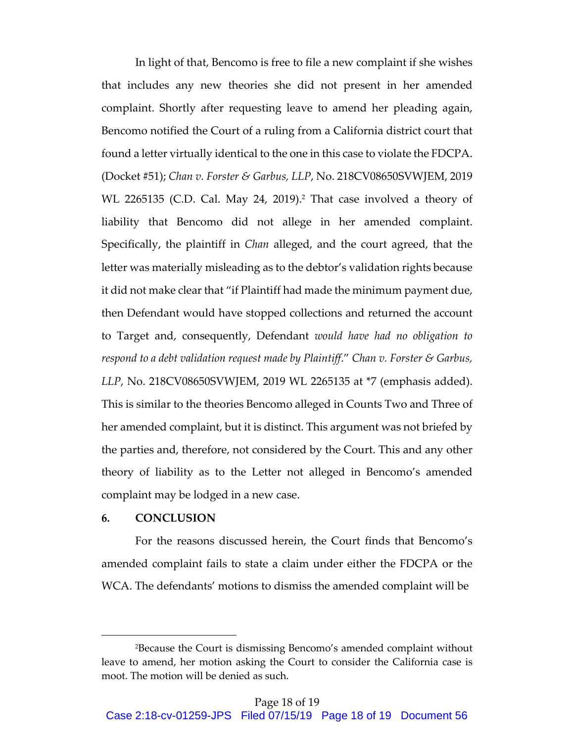In light of that, Bencomo is free to file a new complaint if she wishes that includes any new theories she did not present in her amended complaint. Shortly after requesting leave to amend her pleading again, Bencomo notified the Court of a ruling from a California district court that found a letter virtually identical to the one in this case to violate the FDCPA. (Docket #51); *Chan v. Forster & Garbus, LLP*, No. 218CV08650SVWJEM, 2019 WL 2265135 (C.D. Cal. May 24, 2019).[2] That case involved a theory of liability that Bencomo did not allege in her amended complaint. Specifically, the plaintiff in *Chan* alleged, and the court agreed, that the letter was materially misleading as to the debtor's validation rights because it did not make clear that "if Plaintiff had made the minimum payment due, then Defendant would have stopped collections and returned the account to Target and, consequently, Defendant *would have had no obligation to respond to a debt validation request made by Plaintiff*." *Chan v. Forster & Garbus, LLP*, No. 218CV08650SVWJEM, 2019 WL 2265135 at *7 (emphasis added). This is similar to the theories Bencomo alleged in Counts Two and Three of her amended complaint, but it is distinct. This argument was not briefed by the parties and, therefore, not considered by the Court. This and any other theory of liability as to the Letter not alleged in Bencomo's amended complaint may be lodged in a new case.

## 6. CONCLUSION

For the reasons discussed herein, the Court finds that Bencomo's amended complaint fails to state a claim under either the FDCPA or the WCA. The defendants' motions to dismiss the amended complaint will be

---

[2] Because the Court is dismissing Bencomo's amended complaint without leave to amend, her motion asking the Court to consider the California case is moot. The motion will be denied as such.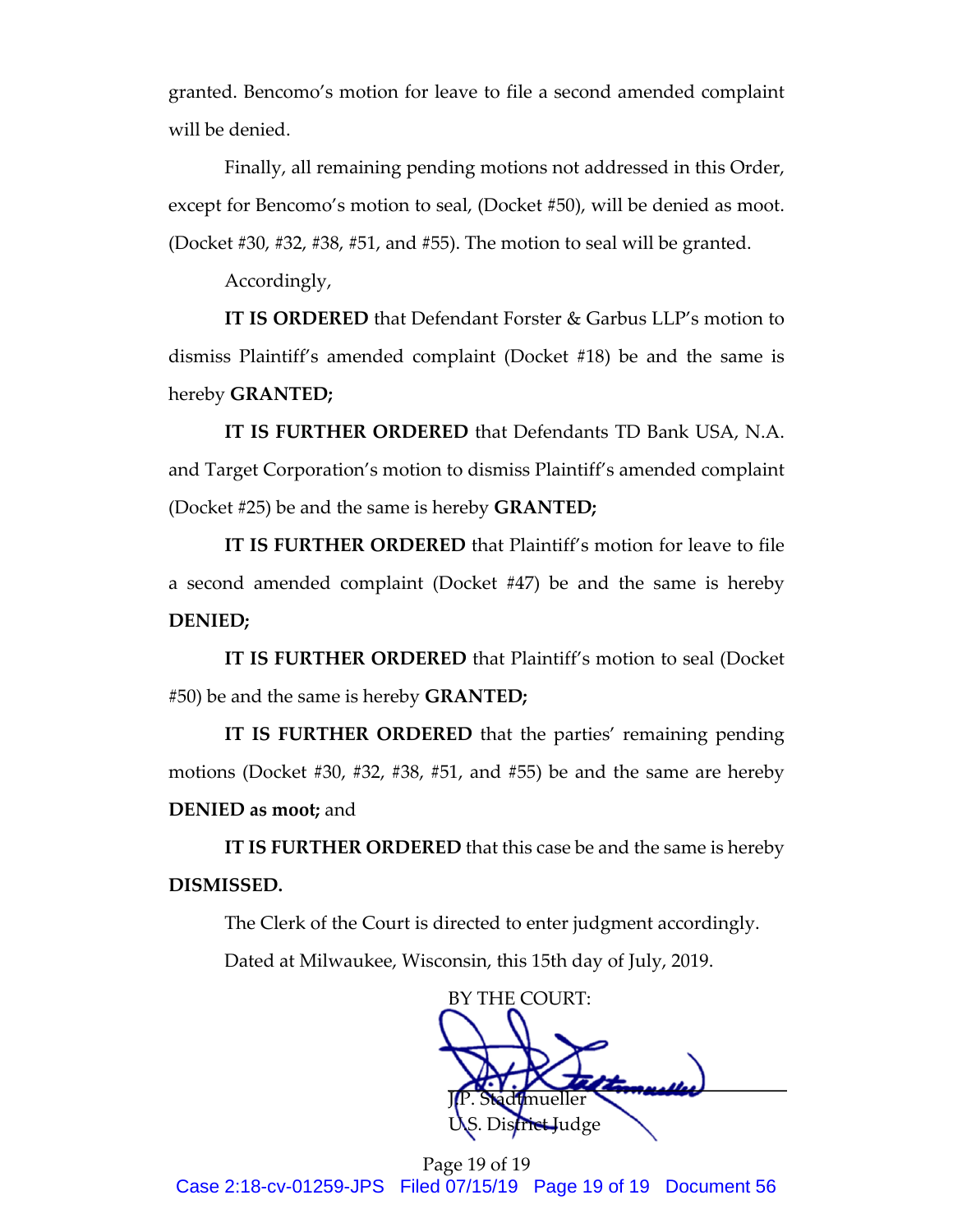granted. Bencomo's motion for leave to file a second amended complaint will be denied.

Finally, all remaining pending motions not addressed in this Order, except for Bencomo's motion to seal, (Docket #50), will be denied as moot. (Docket #30, #32, #38, #51, and #55). The motion to seal will be granted.

Accordingly,

**IT IS ORDERED** that Defendant Forster & Garbus LLP's motion to dismiss Plaintiff's amended complaint (Docket #18) be and the same is hereby **GRANTED;**

**IT IS FURTHER ORDERED** that Defendants TD Bank USA, N.A. and Target Corporation's motion to dismiss Plaintiff's amended complaint (Docket #25) be and the same is hereby **GRANTED;**

**IT IS FURTHER ORDERED** that Plaintiff's motion for leave to file a second amended complaint (Docket #47) be and the same is hereby **DENIED;**

**IT IS FURTHER ORDERED** that Plaintiff's motion to seal (Docket #50) be and the same is hereby **GRANTED;**

**IT IS FURTHER ORDERED** that the parties' remaining pending motions (Docket #30, #32, #38, #51, and #55) be and the same are hereby **DENIED as moot;** and

**IT IS FURTHER ORDERED** that this case be and the same is hereby **DISMISSED.**

The Clerk of the Court is directed to enter judgment accordingly.

Dated at Milwaukee, Wisconsin, this 15th day of July, 2019.

BY THE COURT:

J.P. Stadtmueller
U.S. District Judge